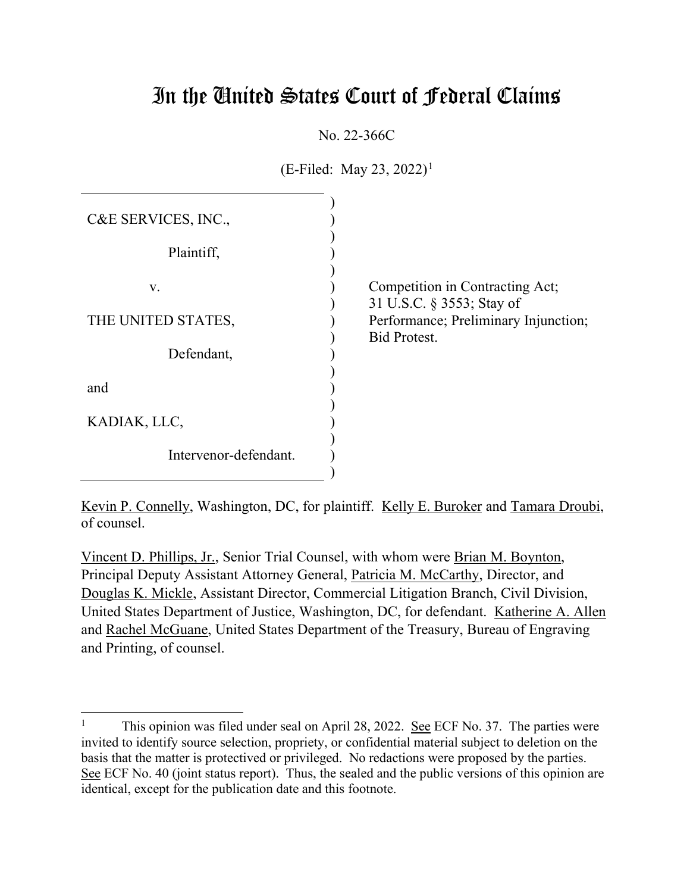# In the United States Court of Federal Claims

No. 22-366C

(E-Filed: May 23, 2022)[1]

| | |
|---|---|
| C&E SERVICES, INC., | |
| Plaintiff, | |
| v. | Competition in Contracting Act; 31 U.S.C. § 3553; Stay of Performance; Preliminary Injunction; Bid Protest. |
| THE UNITED STATES, | |
| Defendant, | |
| and | |
| KADIAK, LLC, | |
| Intervenor-defendant. | |

Kevin P. Connelly, Washington, DC, for plaintiff. Kelly E. Buroker and Tamara Droubi, of counsel.

Vincent D. Phillips, Jr., Senior Trial Counsel, with whom were Brian M. Boynton, Principal Deputy Assistant Attorney General, Patricia M. McCarthy, Director, and Douglas K. Mickle, Assistant Director, Commercial Litigation Branch, Civil Division, United States Department of Justice, Washington, DC, for defendant. Katherine A. Allen and Rachel McGuane, United States Department of the Treasury, Bureau of Engraving and Printing, of counsel.

---

[1] This opinion was filed under seal on April 28, 2022. See ECF No. 37. The parties were invited to identify source selection, propriety, or confidential material subject to deletion on the basis that the matter is protectived or privileged. No redactions were proposed by the parties. See ECF No. 40 (joint status report). Thus, the sealed and the public versions of this opinion are identical, except for the publication date and this footnote.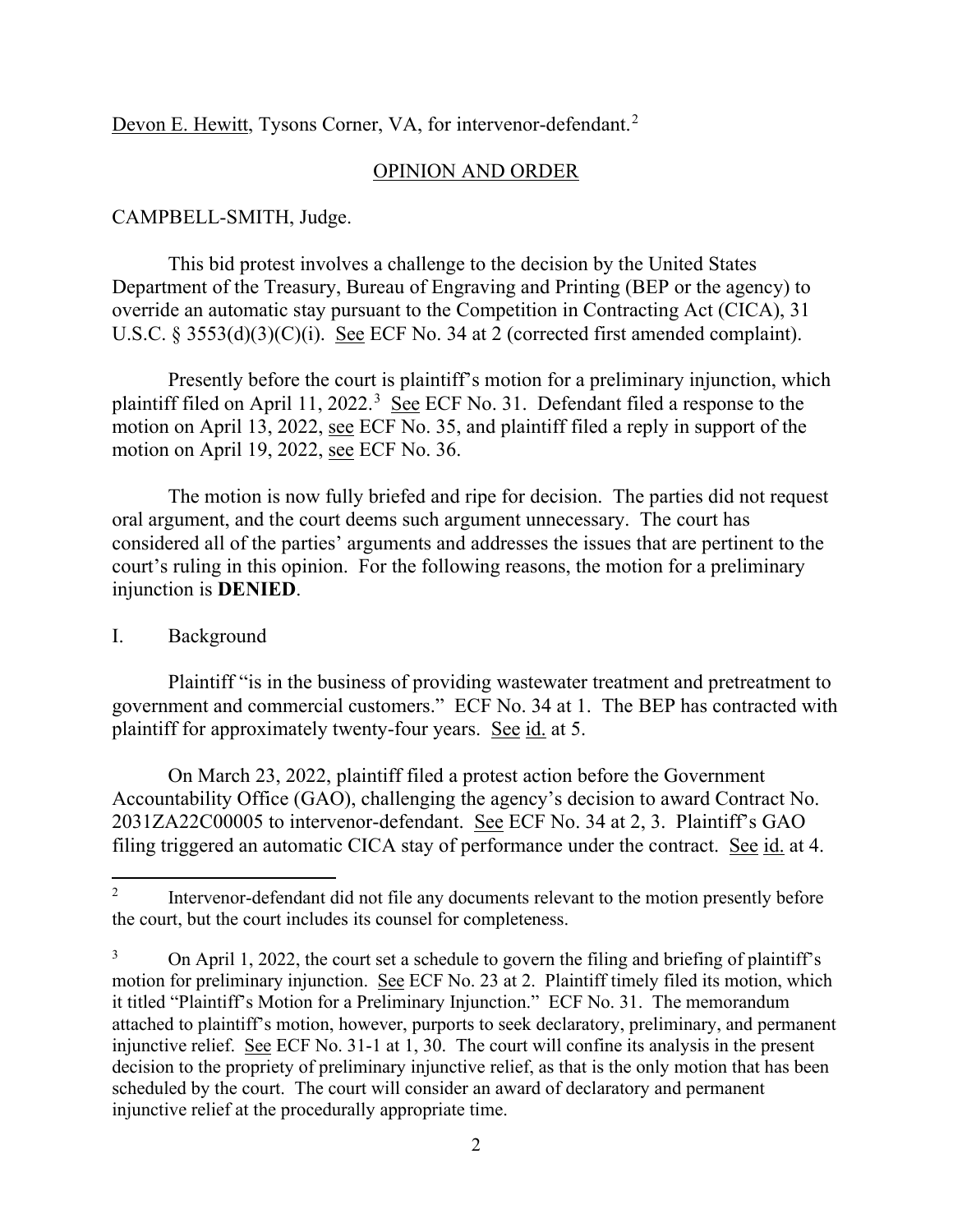Devon E. Hewitt, Tysons Corner, VA, for intervenor-defendant.[2]

OPINION AND ORDER

CAMPBELL-SMITH, Judge.

This bid protest involves a challenge to the decision by the United States Department of the Treasury, Bureau of Engraving and Printing (BEP or the agency) to override an automatic stay pursuant to the Competition in Contracting Act (CICA), 31 U.S.C. § 3553(d)(3)(C)(i). See ECF No. 34 at 2 (corrected first amended complaint).

Presently before the court is plaintiff's motion for a preliminary injunction, which plaintiff filed on April 11, 2022.[3] See ECF No. 31. Defendant filed a response to the motion on April 13, 2022, see ECF No. 35, and plaintiff filed a reply in support of the motion on April 19, 2022, see ECF No. 36.

The motion is now fully briefed and ripe for decision. The parties did not request oral argument, and the court deems such argument unnecessary. The court has considered all of the parties' arguments and addresses the issues that are pertinent to the court's ruling in this opinion. For the following reasons, the motion for a preliminary injunction is **DENIED**.

I. Background

Plaintiff "is in the business of providing wastewater treatment and pretreatment to government and commercial customers." ECF No. 34 at 1. The BEP has contracted with plaintiff for approximately twenty-four years. See id. at 5.

On March 23, 2022, plaintiff filed a protest action before the Government Accountability Office (GAO), challenging the agency's decision to award Contract No. 2031ZA22C00005 to intervenor-defendant. See ECF No. 34 at 2, 3. Plaintiff's GAO filing triggered an automatic CICA stay of performance under the contract. See id. at 4.

---

[2] Intervenor-defendant did not file any documents relevant to the motion presently before the court, but the court includes its counsel for completeness.

[3] On April 1, 2022, the court set a schedule to govern the filing and briefing of plaintiff's motion for preliminary injunction. See ECF No. 23 at 2. Plaintiff timely filed its motion, which it titled "Plaintiff's Motion for a Preliminary Injunction." ECF No. 31. The memorandum attached to plaintiff's motion, however, purports to seek declaratory, preliminary, and permanent injunctive relief. See ECF No. 31-1 at 1, 30. The court will confine its analysis in the present decision to the propriety of preliminary injunctive relief, as that is the only motion that has been scheduled by the court. The court will consider an award of declaratory and permanent injunctive relief at the procedurally appropriate time.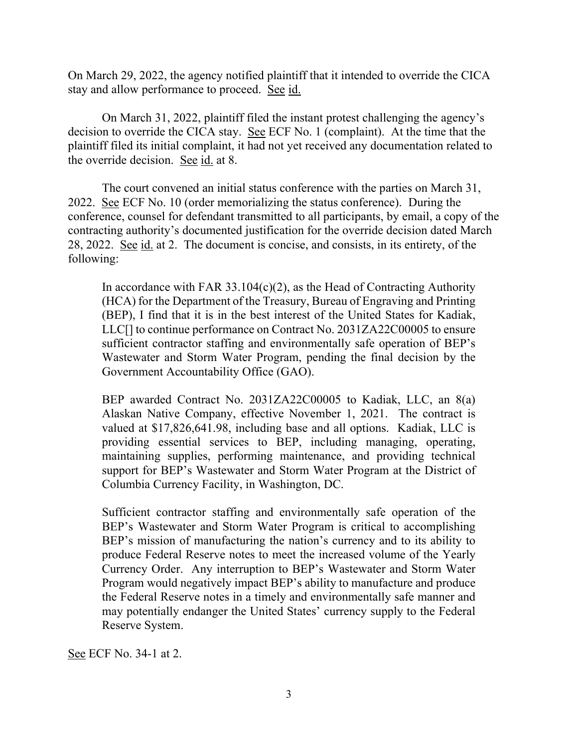On March 29, 2022, the agency notified plaintiff that it intended to override the CICA stay and allow performance to proceed. See id.

On March 31, 2022, plaintiff filed the instant protest challenging the agency's decision to override the CICA stay. See ECF No. 1 (complaint). At the time that the plaintiff filed its initial complaint, it had not yet received any documentation related to the override decision. See id. at 8.

The court convened an initial status conference with the parties on March 31, 2022. See ECF No. 10 (order memorializing the status conference). During the conference, counsel for defendant transmitted to all participants, by email, a copy of the contracting authority's documented justification for the override decision dated March 28, 2022. See id. at 2. The document is concise, and consists, in its entirety, of the following:

> In accordance with FAR 33.104(c)(2), as the Head of Contracting Authority (HCA) for the Department of the Treasury, Bureau of Engraving and Printing (BEP), I find that it is in the best interest of the United States for Kadiak, LLC[] to continue performance on Contract No. 2031ZA22C00005 to ensure sufficient contractor staffing and environmentally safe operation of BEP's Wastewater and Storm Water Program, pending the final decision by the Government Accountability Office (GAO).
>
> BEP awarded Contract No. 2031ZA22C00005 to Kadiak, LLC, an 8(a) Alaskan Native Company, effective November 1, 2021. The contract is valued at $17,826,641.98, including base and all options. Kadiak, LLC is providing essential services to BEP, including managing, operating, maintaining supplies, performing maintenance, and providing technical support for BEP's Wastewater and Storm Water Program at the District of Columbia Currency Facility, in Washington, DC.
>
> Sufficient contractor staffing and environmentally safe operation of the BEP's Wastewater and Storm Water Program is critical to accomplishing BEP's mission of manufacturing the nation's currency and to its ability to produce Federal Reserve notes to meet the increased volume of the Yearly Currency Order. Any interruption to BEP's Wastewater and Storm Water Program would negatively impact BEP's ability to manufacture and produce the Federal Reserve notes in a timely and environmentally safe manner and may potentially endanger the United States' currency supply to the Federal Reserve System.

See ECF No. 34-1 at 2.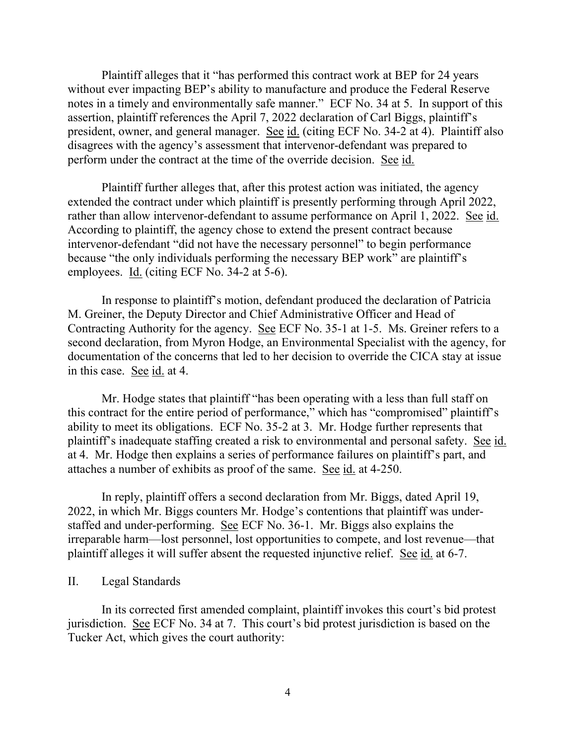Plaintiff alleges that it "has performed this contract work at BEP for 24 years without ever impacting BEP's ability to manufacture and produce the Federal Reserve notes in a timely and environmentally safe manner." ECF No. 34 at 5. In support of this assertion, plaintiff references the April 7, 2022 declaration of Carl Biggs, plaintiff's president, owner, and general manager. See id. (citing ECF No. 34-2 at 4). Plaintiff also disagrees with the agency's assessment that intervenor-defendant was prepared to perform under the contract at the time of the override decision. See id.

Plaintiff further alleges that, after this protest action was initiated, the agency extended the contract under which plaintiff is presently performing through April 2022, rather than allow intervenor-defendant to assume performance on April 1, 2022. See id. According to plaintiff, the agency chose to extend the present contract because intervenor-defendant "did not have the necessary personnel" to begin performance because "the only individuals performing the necessary BEP work" are plaintiff's employees. Id. (citing ECF No. 34-2 at 5-6).

In response to plaintiff's motion, defendant produced the declaration of Patricia M. Greiner, the Deputy Director and Chief Administrative Officer and Head of Contracting Authority for the agency. See ECF No. 35-1 at 1-5. Ms. Greiner refers to a second declaration, from Myron Hodge, an Environmental Specialist with the agency, for documentation of the concerns that led to her decision to override the CICA stay at issue in this case. See id. at 4.

Mr. Hodge states that plaintiff "has been operating with a less than full staff on this contract for the entire period of performance," which has "compromised" plaintiff's ability to meet its obligations. ECF No. 35-2 at 3. Mr. Hodge further represents that plaintiff's inadequate staffing created a risk to environmental and personal safety. See id. at 4. Mr. Hodge then explains a series of performance failures on plaintiff's part, and attaches a number of exhibits as proof of the same. See id. at 4-250.

In reply, plaintiff offers a second declaration from Mr. Biggs, dated April 19, 2022, in which Mr. Biggs counters Mr. Hodge's contentions that plaintiff was under-staffed and under-performing. See ECF No. 36-1. Mr. Biggs also explains the irreparable harm—lost personnel, lost opportunities to compete, and lost revenue—that plaintiff alleges it will suffer absent the requested injunctive relief. See id. at 6-7.

## II. Legal Standards

In its corrected first amended complaint, plaintiff invokes this court's bid protest jurisdiction. See ECF No. 34 at 7. This court's bid protest jurisdiction is based on the Tucker Act, which gives the court authority: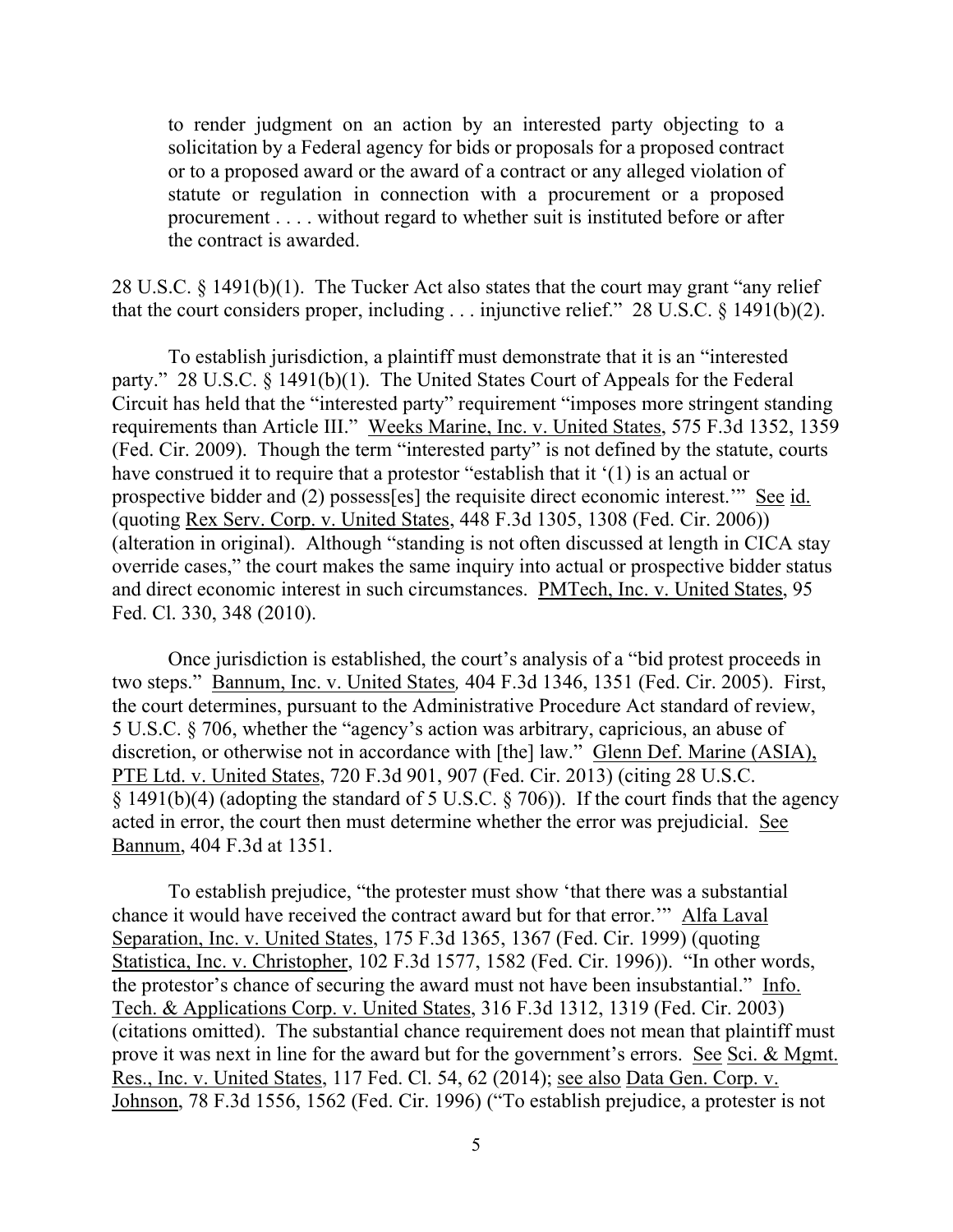> to render judgment on an action by an interested party objecting to a solicitation by a Federal agency for bids or proposals for a proposed contract or to a proposed award or the award of a contract or any alleged violation of statute or regulation in connection with a procurement or a proposed procurement . . . . without regard to whether suit is instituted before or after the contract is awarded.

28 U.S.C. § 1491(b)(1). The Tucker Act also states that the court may grant "any relief that the court considers proper, including . . . injunctive relief." 28 U.S.C. § 1491(b)(2).

To establish jurisdiction, a plaintiff must demonstrate that it is an "interested party." 28 U.S.C. § 1491(b)(1). The United States Court of Appeals for the Federal Circuit has held that the "interested party" requirement "imposes more stringent standing requirements than Article III." Weeks Marine, Inc. v. United States, 575 F.3d 1352, 1359 (Fed. Cir. 2009). Though the term "interested party" is not defined by the statute, courts have construed it to require that a protestor "establish that it '(1) is an actual or prospective bidder and (2) possess[es] the requisite direct economic interest.'" See id. (quoting Rex Serv. Corp. v. United States, 448 F.3d 1305, 1308 (Fed. Cir. 2006)) (alteration in original). Although "standing is not often discussed at length in CICA stay override cases," the court makes the same inquiry into actual or prospective bidder status and direct economic interest in such circumstances. PMTech, Inc. v. United States, 95 Fed. Cl. 330, 348 (2010).

Once jurisdiction is established, the court's analysis of a "bid protest proceeds in two steps." Bannum, Inc. v. United States*,* 404 F.3d 1346, 1351 (Fed. Cir. 2005). First, the court determines, pursuant to the Administrative Procedure Act standard of review, 5 U.S.C. § 706, whether the "agency's action was arbitrary, capricious, an abuse of discretion, or otherwise not in accordance with [the] law." Glenn Def. Marine (ASIA), PTE Ltd. v. United States, 720 F.3d 901, 907 (Fed. Cir. 2013) (citing 28 U.S.C. § 1491(b)(4) (adopting the standard of 5 U.S.C. § 706)). If the court finds that the agency acted in error, the court then must determine whether the error was prejudicial. See Bannum, 404 F.3d at 1351.

To establish prejudice, "the protester must show 'that there was a substantial chance it would have received the contract award but for that error.'" Alfa Laval Separation, Inc. v. United States, 175 F.3d 1365, 1367 (Fed. Cir. 1999) (quoting Statistica, Inc. v. Christopher, 102 F.3d 1577, 1582 (Fed. Cir. 1996)). "In other words, the protestor's chance of securing the award must not have been insubstantial." Info. Tech. & Applications Corp. v. United States, 316 F.3d 1312, 1319 (Fed. Cir. 2003) (citations omitted). The substantial chance requirement does not mean that plaintiff must prove it was next in line for the award but for the government's errors. See Sci. & Mgmt. Res., Inc. v. United States, 117 Fed. Cl. 54, 62 (2014); see also Data Gen. Corp. v. Johnson, 78 F.3d 1556, 1562 (Fed. Cir. 1996) ("To establish prejudice, a protester is not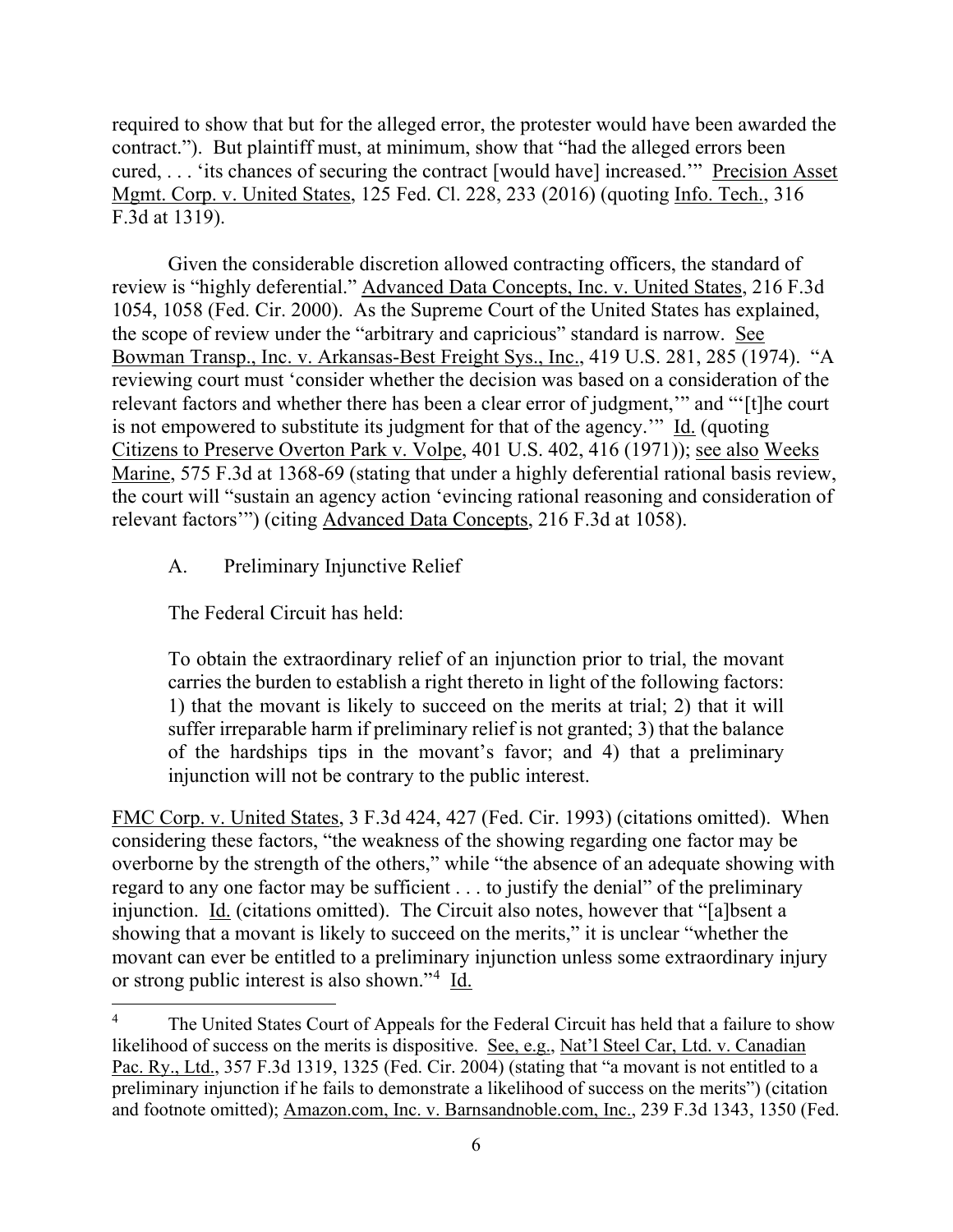required to show that but for the alleged error, the protester would have been awarded the contract."). But plaintiff must, at minimum, show that "had the alleged errors been cured, . . . 'its chances of securing the contract [would have] increased.'" Precision Asset Mgmt. Corp. v. United States, 125 Fed. Cl. 228, 233 (2016) (quoting Info. Tech., 316 F.3d at 1319).

Given the considerable discretion allowed contracting officers, the standard of review is "highly deferential." Advanced Data Concepts, Inc. v. United States, 216 F.3d 1054, 1058 (Fed. Cir. 2000). As the Supreme Court of the United States has explained, the scope of review under the "arbitrary and capricious" standard is narrow. See Bowman Transp., Inc. v. Arkansas-Best Freight Sys., Inc., 419 U.S. 281, 285 (1974). "A reviewing court must 'consider whether the decision was based on a consideration of the relevant factors and whether there has been a clear error of judgment,'" and "'[t]he court is not empowered to substitute its judgment for that of the agency.'" Id. (quoting Citizens to Preserve Overton Park v. Volpe, 401 U.S. 402, 416 (1971)); see also Weeks Marine, 575 F.3d at 1368-69 (stating that under a highly deferential rational basis review, the court will "sustain an agency action 'evincing rational reasoning and consideration of relevant factors'") (citing Advanced Data Concepts, 216 F.3d at 1058).

## A. Preliminary Injunctive Relief

The Federal Circuit has held:

> To obtain the extraordinary relief of an injunction prior to trial, the movant carries the burden to establish a right thereto in light of the following factors: 1) that the movant is likely to succeed on the merits at trial; 2) that it will suffer irreparable harm if preliminary relief is not granted; 3) that the balance of the hardships tips in the movant's favor; and 4) that a preliminary injunction will not be contrary to the public interest.

FMC Corp. v. United States, 3 F.3d 424, 427 (Fed. Cir. 1993) (citations omitted). When considering these factors, "the weakness of the showing regarding one factor may be overborne by the strength of the others," while "the absence of an adequate showing with regard to any one factor may be sufficient . . . to justify the denial" of the preliminary injunction. Id. (citations omitted). The Circuit also notes, however that "[a]bsent a showing that a movant is likely to succeed on the merits," it is unclear "whether the movant can ever be entitled to a preliminary injunction unless some extraordinary injury or strong public interest is also shown."[4] Id.

[4] The United States Court of Appeals for the Federal Circuit has held that a failure to show likelihood of success on the merits is dispositive. See, e.g., Nat'l Steel Car, Ltd. v. Canadian Pac. Ry., Ltd., 357 F.3d 1319, 1325 (Fed. Cir. 2004) (stating that "a movant is not entitled to a preliminary injunction if he fails to demonstrate a likelihood of success on the merits") (citation and footnote omitted); Amazon.com, Inc. v. Barnsandnoble.com, Inc., 239 F.3d 1343, 1350 (Fed.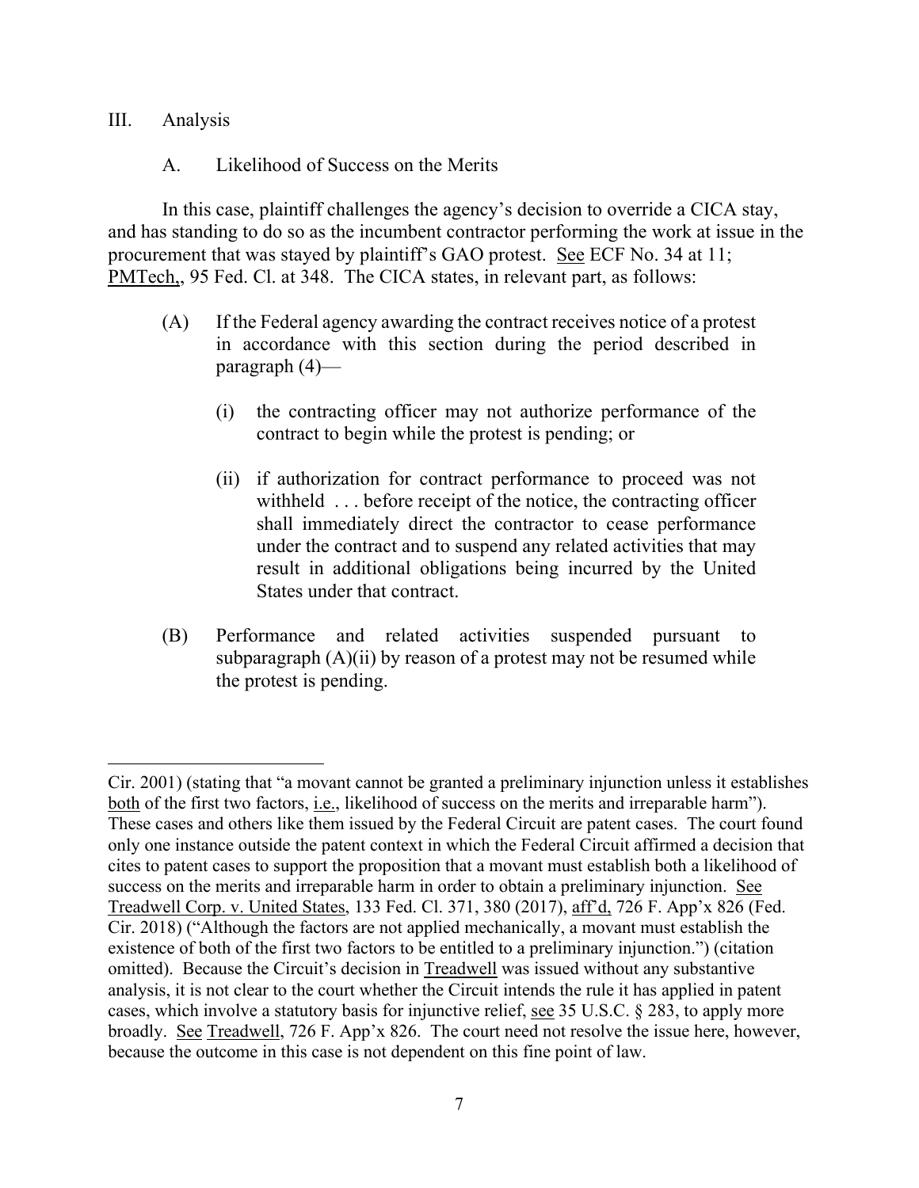III. Analysis

A. Likelihood of Success on the Merits

In this case, plaintiff challenges the agency's decision to override a CICA stay, and has standing to do so as the incumbent contractor performing the work at issue in the procurement that was stayed by plaintiff's GAO protest. See ECF No. 34 at 11; PMTech,, 95 Fed. Cl. at 348. The CICA states, in relevant part, as follows:

> (A) If the Federal agency awarding the contract receives notice of a protest in accordance with this section during the period described in paragraph (4)—
>
> > (i) the contracting officer may not authorize performance of the contract to begin while the protest is pending; or
> >
> > (ii) if authorization for contract performance to proceed was not withheld . . . before receipt of the notice, the contracting officer shall immediately direct the contractor to cease performance under the contract and to suspend any related activities that may result in additional obligations being incurred by the United States under that contract.
>
> (B) Performance and related activities suspended pursuant to subparagraph (A)(ii) by reason of a protest may not be resumed while the protest is pending.

---

Cir. 2001) (stating that "a movant cannot be granted a preliminary injunction unless it establishes both of the first two factors, i.e., likelihood of success on the merits and irreparable harm"). These cases and others like them issued by the Federal Circuit are patent cases. The court found only one instance outside the patent context in which the Federal Circuit affirmed a decision that cites to patent cases to support the proposition that a movant must establish both a likelihood of success on the merits and irreparable harm in order to obtain a preliminary injunction. See Treadwell Corp. v. United States, 133 Fed. Cl. 371, 380 (2017), aff'd, 726 F. App'x 826 (Fed. Cir. 2018) ("Although the factors are not applied mechanically, a movant must establish the existence of both of the first two factors to be entitled to a preliminary injunction.") (citation omitted). Because the Circuit's decision in Treadwell was issued without any substantive analysis, it is not clear to the court whether the Circuit intends the rule it has applied in patent cases, which involve a statutory basis for injunctive relief, see 35 U.S.C. § 283, to apply more broadly. See Treadwell, 726 F. App'x 826. The court need not resolve the issue here, however, because the outcome in this case is not dependent on this fine point of law.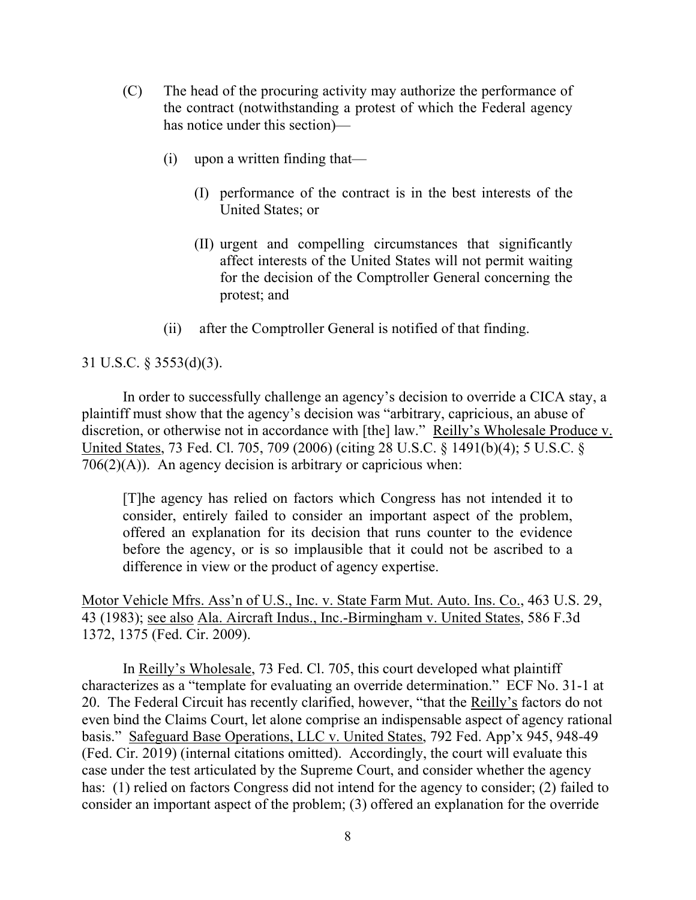> (C) The head of the procuring activity may authorize the performance of the contract (notwithstanding a protest of which the Federal agency has notice under this section)—
>
> > (i) upon a written finding that—
> >
> > > (I) performance of the contract is in the best interests of the United States; or
> > >
> > > (II) urgent and compelling circumstances that significantly affect interests of the United States will not permit waiting for the decision of the Comptroller General concerning the protest; and
> >
> > (ii) after the Comptroller General is notified of that finding.

31 U.S.C. § 3553(d)(3).

In order to successfully challenge an agency's decision to override a CICA stay, a plaintiff must show that the agency's decision was "arbitrary, capricious, an abuse of discretion, or otherwise not in accordance with [the] law." Reilly's Wholesale Produce v. United States, 73 Fed. Cl. 705, 709 (2006) (citing 28 U.S.C. § 1491(b)(4); 5 U.S.C. § 706(2)(A)). An agency decision is arbitrary or capricious when:

> [T]he agency has relied on factors which Congress has not intended it to consider, entirely failed to consider an important aspect of the problem, offered an explanation for its decision that runs counter to the evidence before the agency, or is so implausible that it could not be ascribed to a difference in view or the product of agency expertise.

Motor Vehicle Mfrs. Ass'n of U.S., Inc. v. State Farm Mut. Auto. Ins. Co., 463 U.S. 29, 43 (1983); see also Ala. Aircraft Indus., Inc.-Birmingham v. United States, 586 F.3d 1372, 1375 (Fed. Cir. 2009).

In Reilly's Wholesale, 73 Fed. Cl. 705, this court developed what plaintiff characterizes as a "template for evaluating an override determination." ECF No. 31-1 at 20. The Federal Circuit has recently clarified, however, "that the Reilly's factors do not even bind the Claims Court, let alone comprise an indispensable aspect of agency rational basis." Safeguard Base Operations, LLC v. United States, 792 Fed. App'x 945, 948-49 (Fed. Cir. 2019) (internal citations omitted). Accordingly, the court will evaluate this case under the test articulated by the Supreme Court, and consider whether the agency has: (1) relied on factors Congress did not intend for the agency to consider; (2) failed to consider an important aspect of the problem; (3) offered an explanation for the override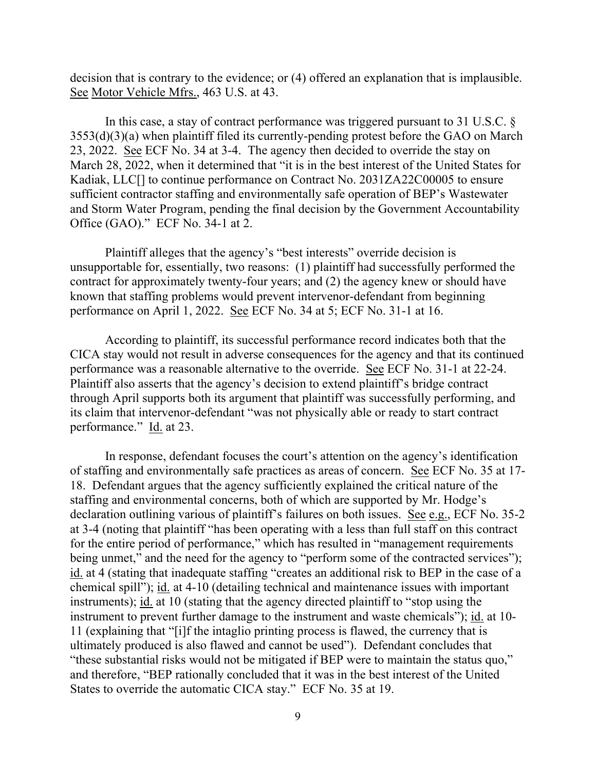decision that is contrary to the evidence; or (4) offered an explanation that is implausible. See Motor Vehicle Mfrs., 463 U.S. at 43.

In this case, a stay of contract performance was triggered pursuant to 31 U.S.C. § 3553(d)(3)(a) when plaintiff filed its currently-pending protest before the GAO on March 23, 2022. See ECF No. 34 at 3-4. The agency then decided to override the stay on March 28, 2022, when it determined that "it is in the best interest of the United States for Kadiak, LLC[] to continue performance on Contract No. 2031ZA22C00005 to ensure sufficient contractor staffing and environmentally safe operation of BEP's Wastewater and Storm Water Program, pending the final decision by the Government Accountability Office (GAO)." ECF No. 34-1 at 2.

Plaintiff alleges that the agency's "best interests" override decision is unsupportable for, essentially, two reasons: (1) plaintiff had successfully performed the contract for approximately twenty-four years; and (2) the agency knew or should have known that staffing problems would prevent intervenor-defendant from beginning performance on April 1, 2022. See ECF No. 34 at 5; ECF No. 31-1 at 16.

According to plaintiff, its successful performance record indicates both that the CICA stay would not result in adverse consequences for the agency and that its continued performance was a reasonable alternative to the override. See ECF No. 31-1 at 22-24. Plaintiff also asserts that the agency's decision to extend plaintiff's bridge contract through April supports both its argument that plaintiff was successfully performing, and its claim that intervenor-defendant "was not physically able or ready to start contract performance." Id. at 23.

In response, defendant focuses the court's attention on the agency's identification of staffing and environmentally safe practices as areas of concern. See ECF No. 35 at 17-18. Defendant argues that the agency sufficiently explained the critical nature of the staffing and environmental concerns, both of which are supported by Mr. Hodge's declaration outlining various of plaintiff's failures on both issues. See e.g., ECF No. 35-2 at 3-4 (noting that plaintiff "has been operating with a less than full staff on this contract for the entire period of performance," which has resulted in "management requirements being unmet," and the need for the agency to "perform some of the contracted services"); id. at 4 (stating that inadequate staffing "creates an additional risk to BEP in the case of a chemical spill"); id. at 4-10 (detailing technical and maintenance issues with important instruments); id. at 10 (stating that the agency directed plaintiff to "stop using the instrument to prevent further damage to the instrument and waste chemicals"); id. at 10-11 (explaining that "[i]f the intaglio printing process is flawed, the currency that is ultimately produced is also flawed and cannot be used"). Defendant concludes that "these substantial risks would not be mitigated if BEP were to maintain the status quo," and therefore, "BEP rationally concluded that it was in the best interest of the United States to override the automatic CICA stay." ECF No. 35 at 19.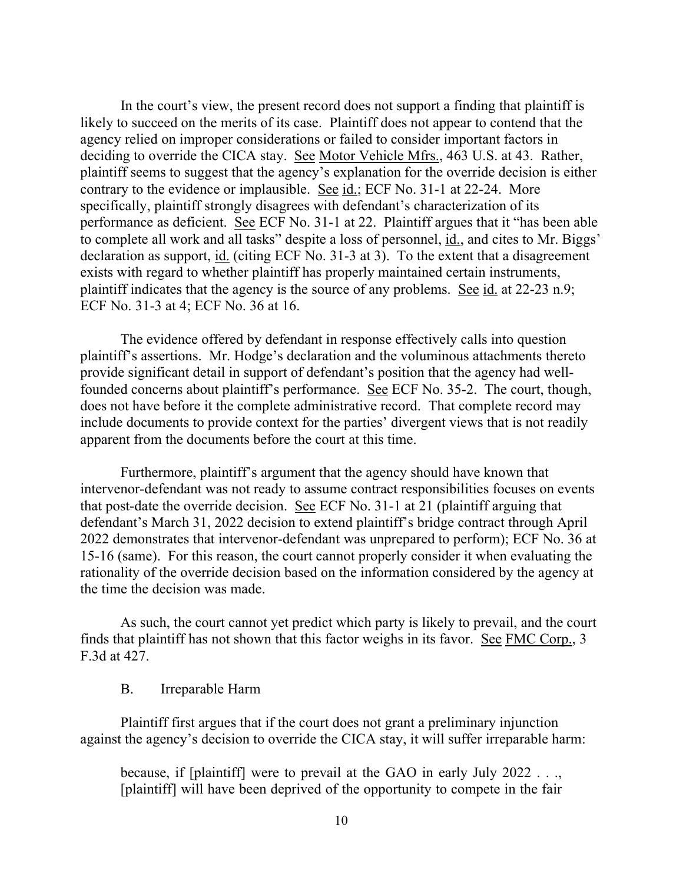In the court's view, the present record does not support a finding that plaintiff is likely to succeed on the merits of its case. Plaintiff does not appear to contend that the agency relied on improper considerations or failed to consider important factors in deciding to override the CICA stay. See Motor Vehicle Mfrs., 463 U.S. at 43. Rather, plaintiff seems to suggest that the agency's explanation for the override decision is either contrary to the evidence or implausible. See id.; ECF No. 31-1 at 22-24. More specifically, plaintiff strongly disagrees with defendant's characterization of its performance as deficient. See ECF No. 31-1 at 22. Plaintiff argues that it "has been able to complete all work and all tasks" despite a loss of personnel, id., and cites to Mr. Biggs' declaration as support, id. (citing ECF No. 31-3 at 3). To the extent that a disagreement exists with regard to whether plaintiff has properly maintained certain instruments, plaintiff indicates that the agency is the source of any problems. See id. at 22-23 n.9; ECF No. 31-3 at 4; ECF No. 36 at 16.

The evidence offered by defendant in response effectively calls into question plaintiff's assertions. Mr. Hodge's declaration and the voluminous attachments thereto provide significant detail in support of defendant's position that the agency had well-founded concerns about plaintiff's performance. See ECF No. 35-2. The court, though, does not have before it the complete administrative record. That complete record may include documents to provide context for the parties' divergent views that is not readily apparent from the documents before the court at this time.

Furthermore, plaintiff's argument that the agency should have known that intervenor-defendant was not ready to assume contract responsibilities focuses on events that post-date the override decision. See ECF No. 31-1 at 21 (plaintiff arguing that defendant's March 31, 2022 decision to extend plaintiff's bridge contract through April 2022 demonstrates that intervenor-defendant was unprepared to perform); ECF No. 36 at 15-16 (same). For this reason, the court cannot properly consider it when evaluating the rationality of the override decision based on the information considered by the agency at the time the decision was made.

As such, the court cannot yet predict which party is likely to prevail, and the court finds that plaintiff has not shown that this factor weighs in its favor. See FMC Corp., 3 F.3d at 427.

### B. Irreparable Harm

Plaintiff first argues that if the court does not grant a preliminary injunction against the agency's decision to override the CICA stay, it will suffer irreparable harm:

> because, if [plaintiff] were to prevail at the GAO in early July 2022 . . ., [plaintiff] will have been deprived of the opportunity to compete in the fair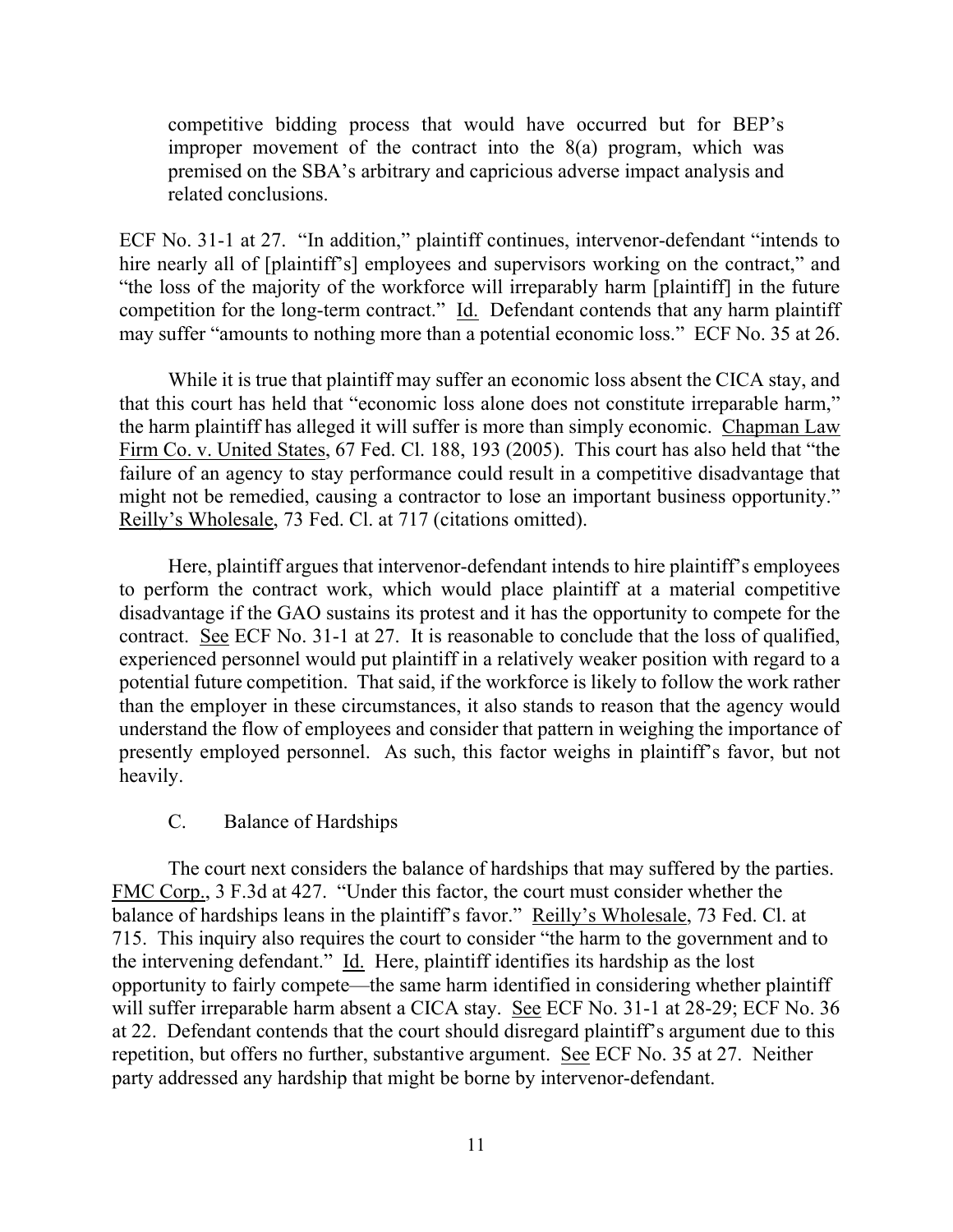> competitive bidding process that would have occurred but for BEP's improper movement of the contract into the 8(a) program, which was premised on the SBA's arbitrary and capricious adverse impact analysis and related conclusions.

ECF No. 31-1 at 27. "In addition," plaintiff continues, intervenor-defendant "intends to hire nearly all of [plaintiff's] employees and supervisors working on the contract," and "the loss of the majority of the workforce will irreparably harm [plaintiff] in the future competition for the long-term contract." Id. Defendant contends that any harm plaintiff may suffer "amounts to nothing more than a potential economic loss." ECF No. 35 at 26.

While it is true that plaintiff may suffer an economic loss absent the CICA stay, and that this court has held that "economic loss alone does not constitute irreparable harm," the harm plaintiff has alleged it will suffer is more than simply economic. Chapman Law Firm Co. v. United States, 67 Fed. Cl. 188, 193 (2005). This court has also held that "the failure of an agency to stay performance could result in a competitive disadvantage that might not be remedied, causing a contractor to lose an important business opportunity." Reilly's Wholesale, 73 Fed. Cl. at 717 (citations omitted).

Here, plaintiff argues that intervenor-defendant intends to hire plaintiff's employees to perform the contract work, which would place plaintiff at a material competitive disadvantage if the GAO sustains its protest and it has the opportunity to compete for the contract. See ECF No. 31-1 at 27. It is reasonable to conclude that the loss of qualified, experienced personnel would put plaintiff in a relatively weaker position with regard to a potential future competition. That said, if the workforce is likely to follow the work rather than the employer in these circumstances, it also stands to reason that the agency would understand the flow of employees and consider that pattern in weighing the importance of presently employed personnel. As such, this factor weighs in plaintiff's favor, but not heavily.

### C. Balance of Hardships

The court next considers the balance of hardships that may suffered by the parties. FMC Corp., 3 F.3d at 427. "Under this factor, the court must consider whether the balance of hardships leans in the plaintiff's favor." Reilly's Wholesale, 73 Fed. Cl. at 715. This inquiry also requires the court to consider "the harm to the government and to the intervening defendant." Id. Here, plaintiff identifies its hardship as the lost opportunity to fairly compete—the same harm identified in considering whether plaintiff will suffer irreparable harm absent a CICA stay. See ECF No. 31-1 at 28-29; ECF No. 36 at 22. Defendant contends that the court should disregard plaintiff's argument due to this repetition, but offers no further, substantive argument. See ECF No. 35 at 27. Neither party addressed any hardship that might be borne by intervenor-defendant.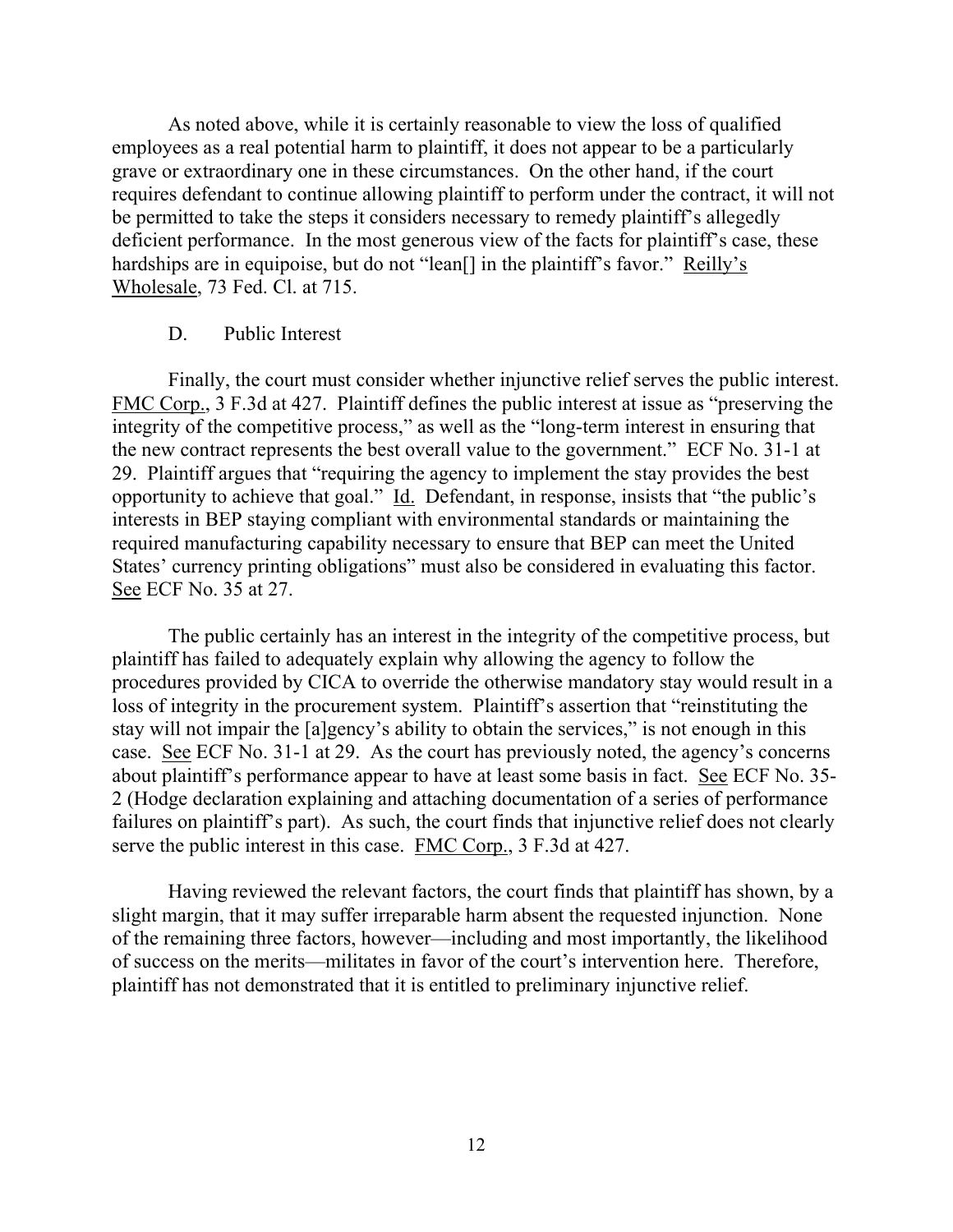As noted above, while it is certainly reasonable to view the loss of qualified employees as a real potential harm to plaintiff, it does not appear to be a particularly grave or extraordinary one in these circumstances. On the other hand, if the court requires defendant to continue allowing plaintiff to perform under the contract, it will not be permitted to take the steps it considers necessary to remedy plaintiff's allegedly deficient performance. In the most generous view of the facts for plaintiff's case, these hardships are in equipoise, but do not "lean[] in the plaintiff's favor." Reilly's Wholesale, 73 Fed. Cl. at 715.

### D. Public Interest

Finally, the court must consider whether injunctive relief serves the public interest. FMC Corp., 3 F.3d at 427. Plaintiff defines the public interest at issue as "preserving the integrity of the competitive process," as well as the "long-term interest in ensuring that the new contract represents the best overall value to the government." ECF No. 31-1 at 29. Plaintiff argues that "requiring the agency to implement the stay provides the best opportunity to achieve that goal." Id. Defendant, in response, insists that "the public's interests in BEP staying compliant with environmental standards or maintaining the required manufacturing capability necessary to ensure that BEP can meet the United States' currency printing obligations" must also be considered in evaluating this factor. See ECF No. 35 at 27.

The public certainly has an interest in the integrity of the competitive process, but plaintiff has failed to adequately explain why allowing the agency to follow the procedures provided by CICA to override the otherwise mandatory stay would result in a loss of integrity in the procurement system. Plaintiff's assertion that "reinstituting the stay will not impair the [a]gency's ability to obtain the services," is not enough in this case. See ECF No. 31-1 at 29. As the court has previously noted, the agency's concerns about plaintiff's performance appear to have at least some basis in fact. See ECF No. 35-2 (Hodge declaration explaining and attaching documentation of a series of performance failures on plaintiff's part). As such, the court finds that injunctive relief does not clearly serve the public interest in this case. FMC Corp., 3 F.3d at 427.

Having reviewed the relevant factors, the court finds that plaintiff has shown, by a slight margin, that it may suffer irreparable harm absent the requested injunction. None of the remaining three factors, however—including and most importantly, the likelihood of success on the merits—militates in favor of the court's intervention here. Therefore, plaintiff has not demonstrated that it is entitled to preliminary injunctive relief.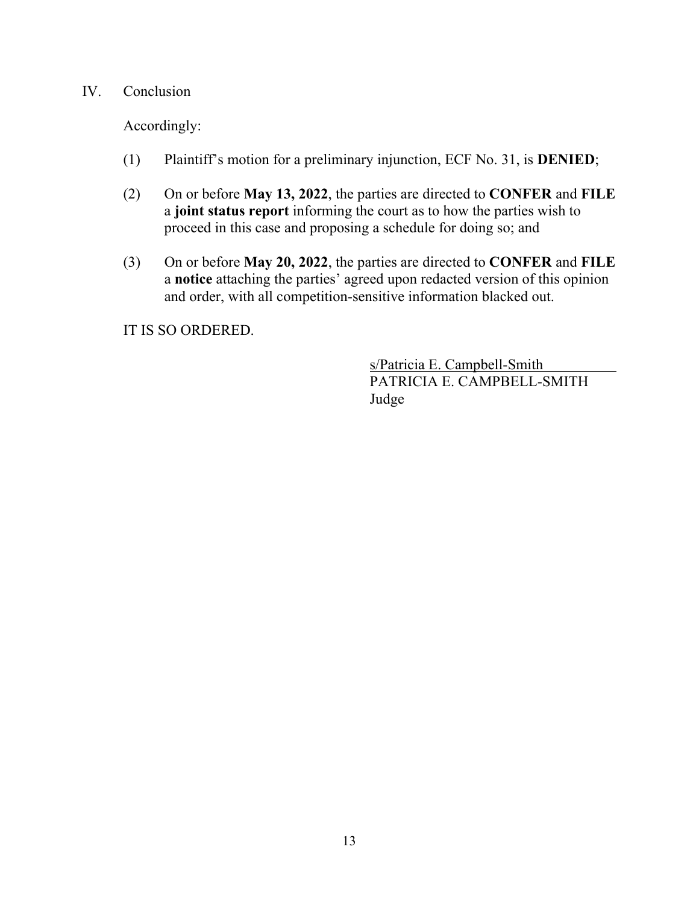## IV. Conclusion

Accordingly:

(1) Plaintiff's motion for a preliminary injunction, ECF No. 31, is **DENIED**;

(2) On or before **May 13, 2022**, the parties are directed to **CONFER** and **FILE** a **joint status report** informing the court as to how the parties wish to proceed in this case and proposing a schedule for doing so; and

(3) On or before **May 20, 2022**, the parties are directed to **CONFER** and **FILE** a **notice** attaching the parties' agreed upon redacted version of this opinion and order, with all competition-sensitive information blacked out.

IT IS SO ORDERED.

s/Patricia E. Campbell-Smith
PATRICIA E. CAMPBELL-SMITH
Judge